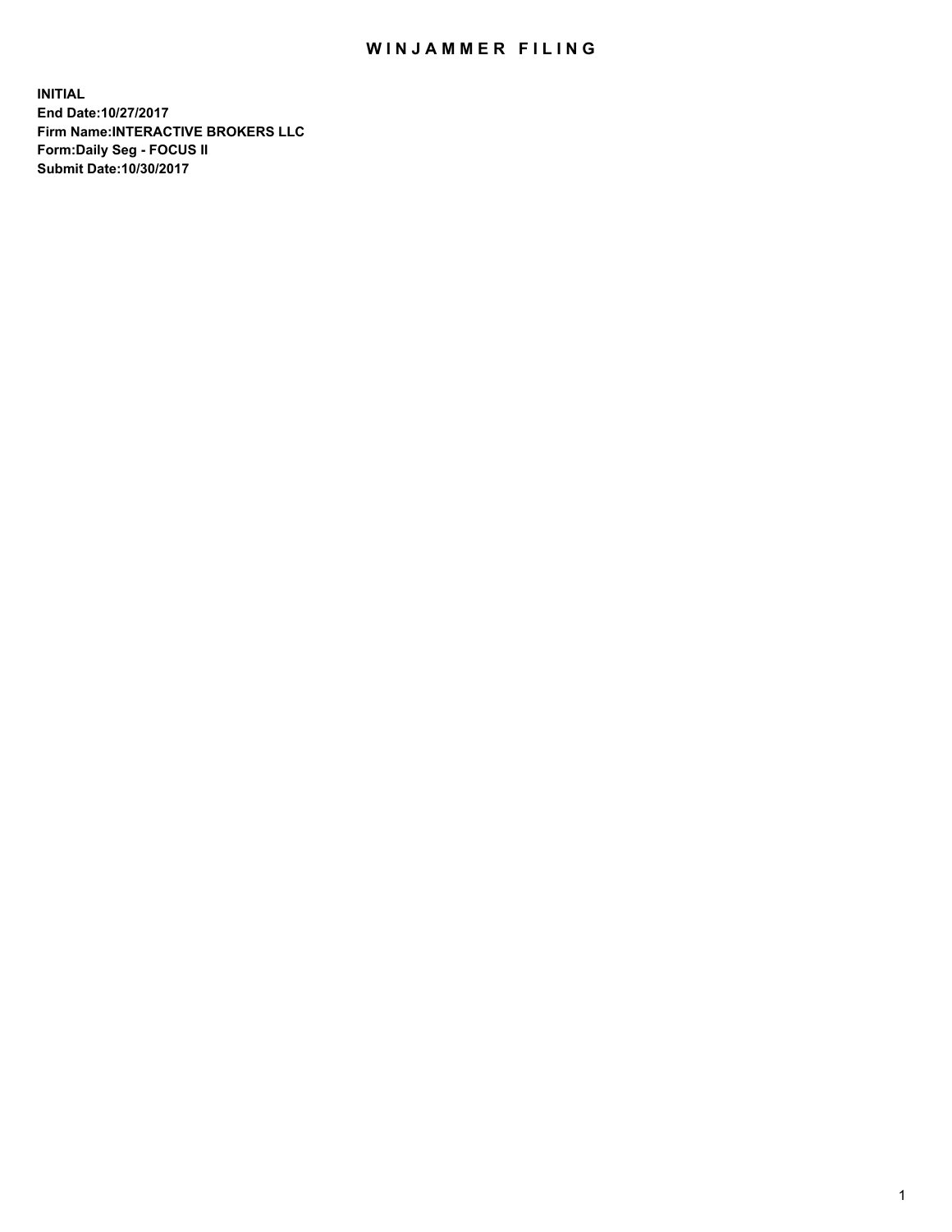# WINJAMMER FILING

**INITIAL**
**End Date:10/27/2017**
**Firm Name:INTERACTIVE BROKERS LLC**
**Form:Daily Seg - FOCUS II**
**Submit Date:10/30/2017**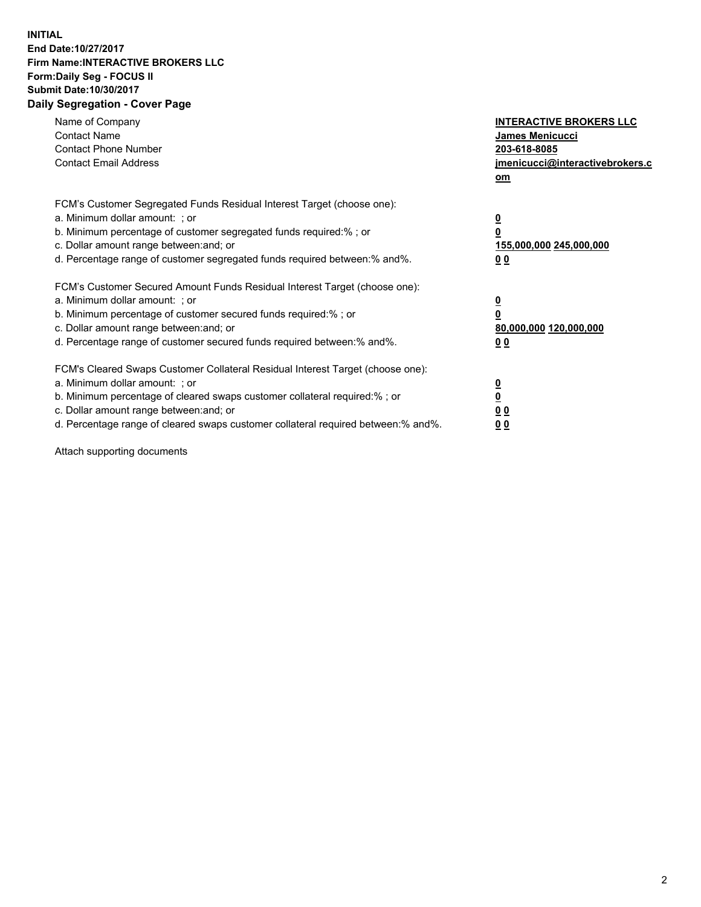**INITIAL**
**End Date:10/27/2017**
**Firm Name:INTERACTIVE BROKERS LLC**
**Form:Daily Seg - FOCUS II**
**Submit Date:10/30/2017**
**Daily Segregation - Cover Page**

| | |
|---|---|
| Name of Company | **INTERACTIVE BROKERS LLC** |
| Contact Name | **James Menicucci** |
| Contact Phone Number | **203-618-8085** |
| Contact Email Address | **jmenicucci@interactivebrokers.com** |

FCM's Customer Segregated Funds Residual Interest Target (choose one):

| | |
|---|---|
| a. Minimum dollar amount: ; or | **0** |
| b. Minimum percentage of customer segregated funds required:% ; or | **0** |
| c. Dollar amount range between:and; or | **155,000,000 245,000,000** |
| d. Percentage range of customer segregated funds required between:% and%. | **0 0** |

FCM's Customer Secured Amount Funds Residual Interest Target (choose one):

| | |
|---|---|
| a. Minimum dollar amount: ; or | **0** |
| b. Minimum percentage of customer secured funds required:% ; or | **0** |
| c. Dollar amount range between:and; or | **80,000,000 120,000,000** |
| d. Percentage range of customer secured funds required between:% and%. | **0 0** |

FCM's Cleared Swaps Customer Collateral Residual Interest Target (choose one):

| | |
|---|---|
| a. Minimum dollar amount: ; or | **0** |
| b. Minimum percentage of cleared swaps customer collateral required:% ; or | **0** |
| c. Dollar amount range between:and; or | **0 0** |
| d. Percentage range of cleared swaps customer collateral required between:% and%. | **0 0** |

Attach supporting documents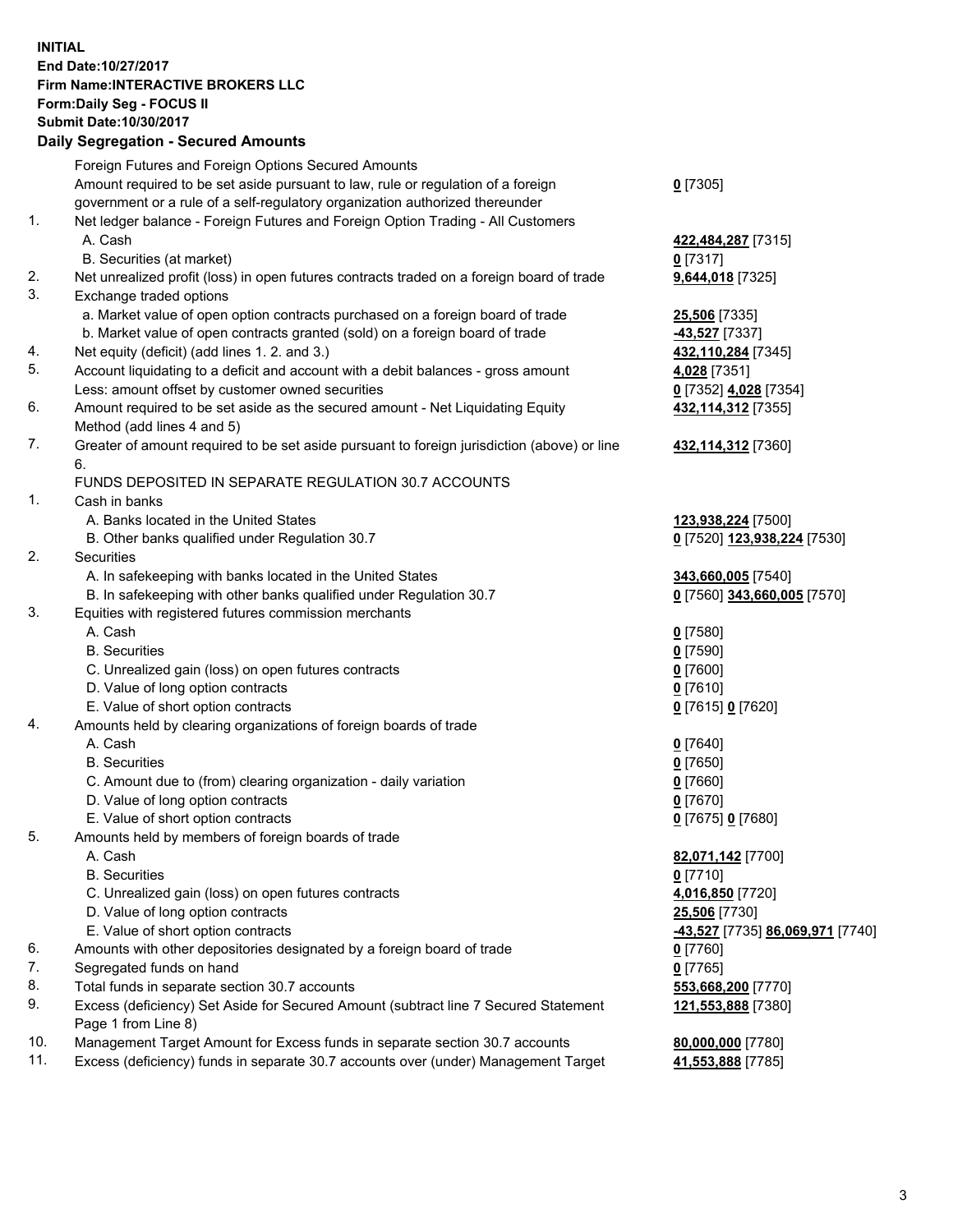**INITIAL**
**End Date:10/27/2017**
**Firm Name:INTERACTIVE BROKERS LLC**
**Form:Daily Seg - FOCUS II**
**Submit Date:10/30/2017**

### Daily Segregation - Secured Amounts

| | | |
|---|---|---|
| | Foreign Futures and Foreign Options Secured Amounts | |
| | Amount required to be set aside pursuant to law, rule or regulation of a foreign government or a rule of a self-regulatory organization authorized thereunder | **0** [7305] |
| 1. | Net ledger balance - Foreign Futures and Foreign Option Trading - All Customers | |
| | A. Cash | **422,484,287** [7315] |
| | B. Securities (at market) | **0** [7317] |
| 2. | Net unrealized profit (loss) in open futures contracts traded on a foreign board of trade | **9,644,018** [7325] |
| 3. | Exchange traded options | |
| | a. Market value of open option contracts purchased on a foreign board of trade | **25,506** [7335] |
| | b. Market value of open contracts granted (sold) on a foreign board of trade | **-43,527** [7337] |
| 4. | Net equity (deficit) (add lines 1. 2. and 3.) | **432,110,284** [7345] |
| 5. | Account liquidating to a deficit and account with a debit balances - gross amount | **4,028** [7351] |
| | Less: amount offset by customer owned securities | **0** [7352] **4,028** [7354] |
| 6. | Amount required to be set aside as the secured amount - Net Liquidating Equity Method (add lines 4 and 5) | **432,114,312** [7355] |
| 7. | Greater of amount required to be set aside pursuant to foreign jurisdiction (above) or line 6. | **432,114,312** [7360] |
| | FUNDS DEPOSITED IN SEPARATE REGULATION 30.7 ACCOUNTS | |
| 1. | Cash in banks | |
| | A. Banks located in the United States | **123,938,224** [7500] |
| | B. Other banks qualified under Regulation 30.7 | **0** [7520] **123,938,224** [7530] |
| 2. | Securities | |
| | A. In safekeeping with banks located in the United States | **343,660,005** [7540] |
| | B. In safekeeping with other banks qualified under Regulation 30.7 | **0** [7560] **343,660,005** [7570] |
| 3. | Equities with registered futures commission merchants | |
| | A. Cash | **0** [7580] |
| | B. Securities | **0** [7590] |
| | C. Unrealized gain (loss) on open futures contracts | **0** [7600] |
| | D. Value of long option contracts | **0** [7610] |
| | E. Value of short option contracts | **0** [7615] **0** [7620] |
| 4. | Amounts held by clearing organizations of foreign boards of trade | |
| | A. Cash | **0** [7640] |
| | B. Securities | **0** [7650] |
| | C. Amount due to (from) clearing organization - daily variation | **0** [7660] |
| | D. Value of long option contracts | **0** [7670] |
| | E. Value of short option contracts | **0** [7675] **0** [7680] |
| 5. | Amounts held by members of foreign boards of trade | |
| | A. Cash | **82,071,142** [7700] |
| | B. Securities | **0** [7710] |
| | C. Unrealized gain (loss) on open futures contracts | **4,016,850** [7720] |
| | D. Value of long option contracts | **25,506** [7730] |
| | E. Value of short option contracts | **-43,527** [7735] **86,069,971** [7740] |
| 6. | Amounts with other depositories designated by a foreign board of trade | **0** [7760] |
| 7. | Segregated funds on hand | **0** [7765] |
| 8. | Total funds in separate section 30.7 accounts | **553,668,200** [7770] |
| 9. | Excess (deficiency) Set Aside for Secured Amount (subtract line 7 Secured Statement Page 1 from Line 8) | **121,553,888** [7380] |
| 10. | Management Target Amount for Excess funds in separate section 30.7 accounts | **80,000,000** [7780] |
| 11. | Excess (deficiency) funds in separate 30.7 accounts over (under) Management Target | **41,553,888** [7785] |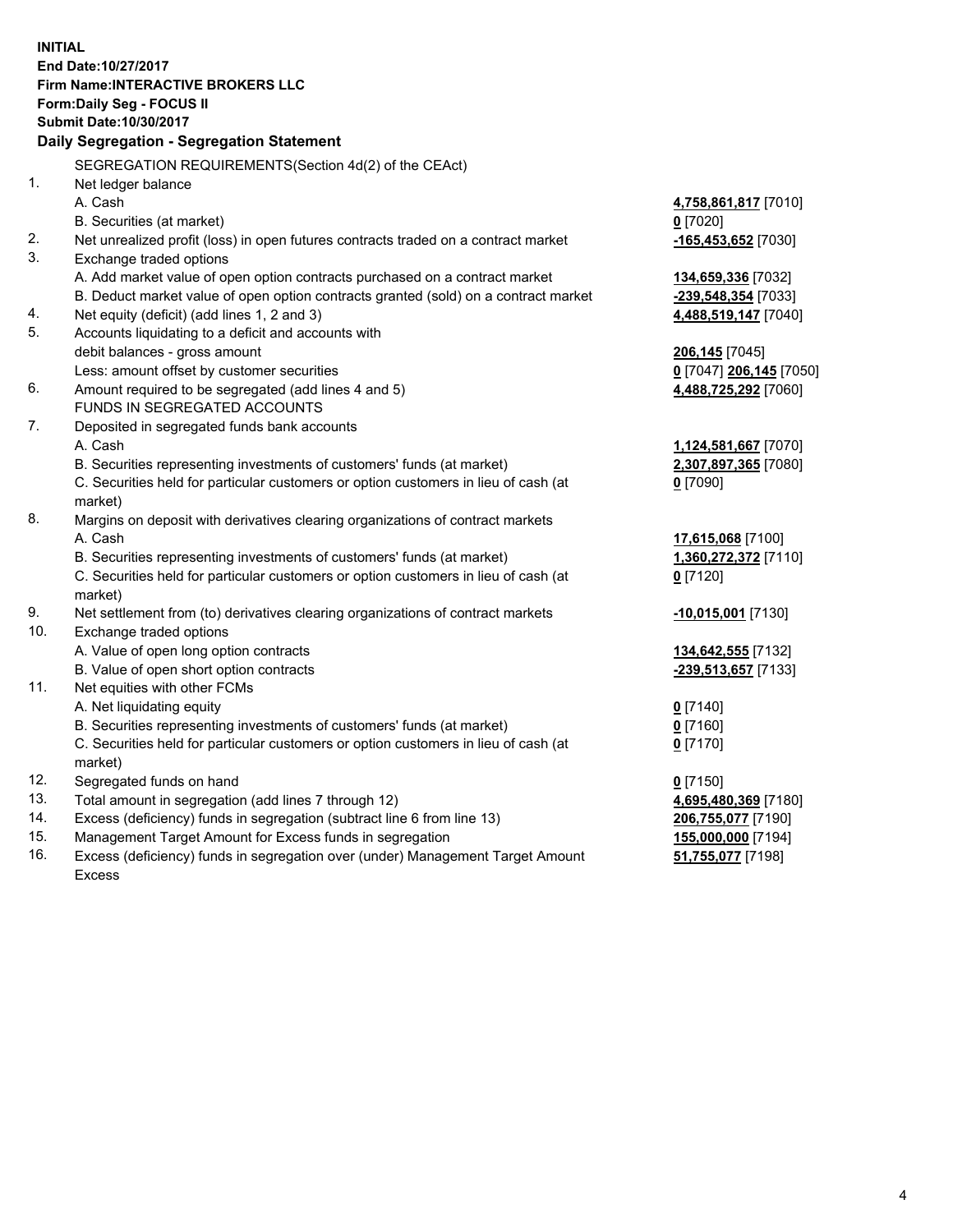**INITIAL**
**End Date:10/27/2017**
**Firm Name:INTERACTIVE BROKERS LLC**
**Form:Daily Seg - FOCUS II**
**Submit Date:10/30/2017**

**Daily Segregation - Segregation Statement**

SEGREGATION REQUIREMENTS(Section 4d(2) of the CEAct)

| | | |
|---|---|---|
| 1. | Net ledger balance | |
| | A. Cash | **4,758,861,817** [7010] |
| | B. Securities (at market) | **0** [7020] |
| 2. | Net unrealized profit (loss) in open futures contracts traded on a contract market | **-165,453,652** [7030] |
| 3. | Exchange traded options | |
| | A. Add market value of open option contracts purchased on a contract market | **134,659,336** [7032] |
| | B. Deduct market value of open option contracts granted (sold) on a contract market | **-239,548,354** [7033] |
| 4. | Net equity (deficit) (add lines 1, 2 and 3) | **4,488,519,147** [7040] |
| 5. | Accounts liquidating to a deficit and accounts with | |
| | debit balances - gross amount | **206,145** [7045] |
| | Less: amount offset by customer securities | **0** [7047] **206,145** [7050] |
| 6. | Amount required to be segregated (add lines 4 and 5) | **4,488,725,292** [7060] |
| | FUNDS IN SEGREGATED ACCOUNTS | |
| 7. | Deposited in segregated funds bank accounts | |
| | A. Cash | **1,124,581,667** [7070] |
| | B. Securities representing investments of customers' funds (at market) | **2,307,897,365** [7080] |
| | C. Securities held for particular customers or option customers in lieu of cash (at market) | **0** [7090] |
| 8. | Margins on deposit with derivatives clearing organizations of contract markets | |
| | A. Cash | **17,615,068** [7100] |
| | B. Securities representing investments of customers' funds (at market) | **1,360,272,372** [7110] |
| | C. Securities held for particular customers or option customers in lieu of cash (at market) | **0** [7120] |
| 9. | Net settlement from (to) derivatives clearing organizations of contract markets | **-10,015,001** [7130] |
| 10. | Exchange traded options | |
| | A. Value of open long option contracts | **134,642,555** [7132] |
| | B. Value of open short option contracts | **-239,513,657** [7133] |
| 11. | Net equities with other FCMs | |
| | A. Net liquidating equity | **0** [7140] |
| | B. Securities representing investments of customers' funds (at market) | **0** [7160] |
| | C. Securities held for particular customers or option customers in lieu of cash (at market) | **0** [7170] |
| 12. | Segregated funds on hand | **0** [7150] |
| 13. | Total amount in segregation (add lines 7 through 12) | **4,695,480,369** [7180] |
| 14. | Excess (deficiency) funds in segregation (subtract line 6 from line 13) | **206,755,077** [7190] |
| 15. | Management Target Amount for Excess funds in segregation | **155,000,000** [7194] |
| 16. | Excess (deficiency) funds in segregation over (under) Management Target Amount Excess | **51,755,077** [7198] |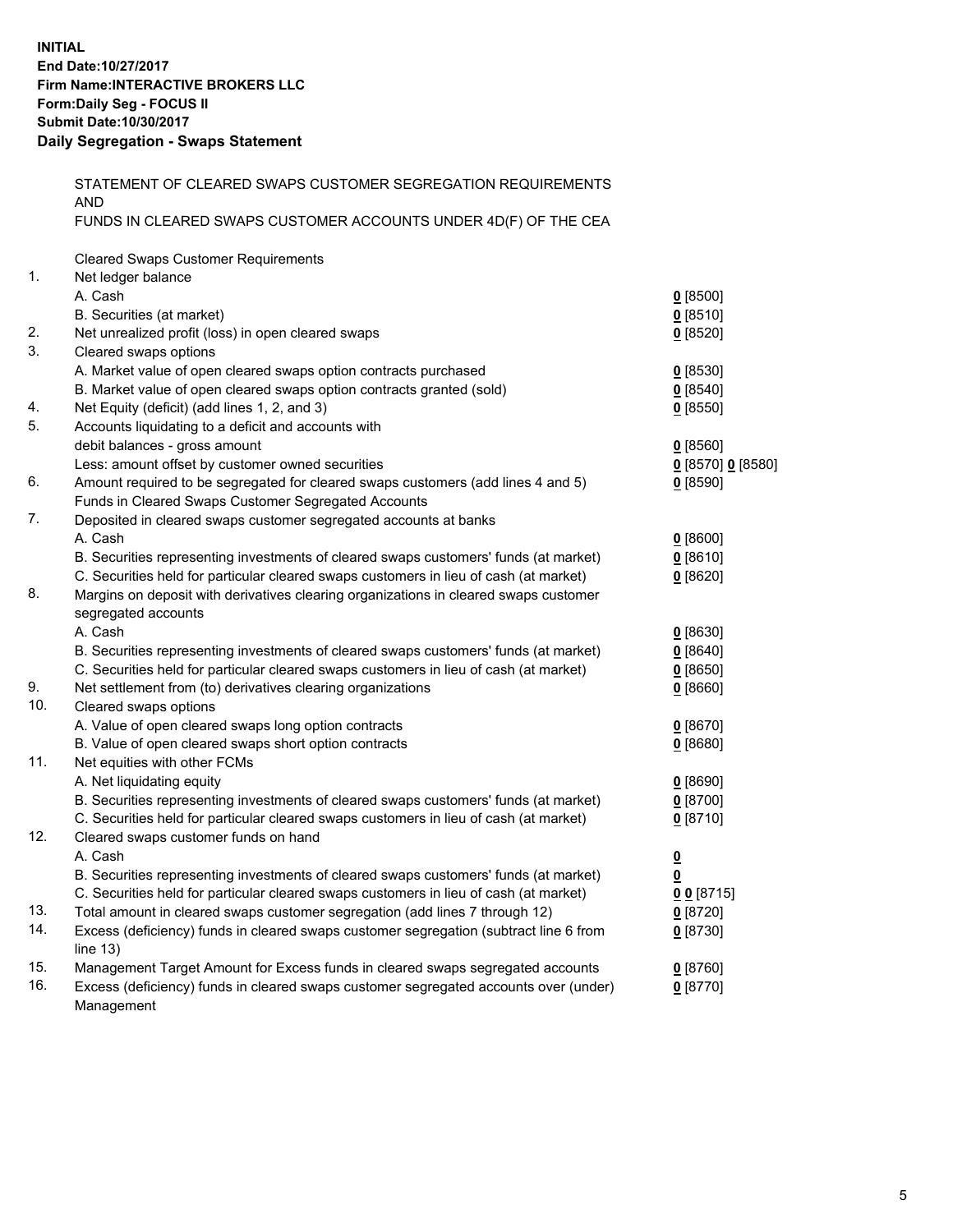**INITIAL**
**End Date:10/27/2017**
**Firm Name:INTERACTIVE BROKERS LLC**
**Form:Daily Seg - FOCUS II**
**Submit Date:10/30/2017**
**Daily Segregation - Swaps Statement**

STATEMENT OF CLEARED SWAPS CUSTOMER SEGREGATION REQUIREMENTS AND FUNDS IN CLEARED SWAPS CUSTOMER ACCOUNTS UNDER 4D(F) OF THE CEA

| | | |
|---|---|---|
| | Cleared Swaps Customer Requirements | |
| 1. | Net ledger balance | |
| | A. Cash | 0 [8500] |
| | B. Securities (at market) | 0 [8510] |
| 2. | Net unrealized profit (loss) in open cleared swaps | 0 [8520] |
| 3. | Cleared swaps options | |
| | A. Market value of open cleared swaps option contracts purchased | 0 [8530] |
| | B. Market value of open cleared swaps option contracts granted (sold) | 0 [8540] |
| 4. | Net Equity (deficit) (add lines 1, 2, and 3) | 0 [8550] |
| 5. | Accounts liquidating to a deficit and accounts with debit balances - gross amount | 0 [8560] |
| | Less: amount offset by customer owned securities | 0 [8570] 0 [8580] |
| 6. | Amount required to be segregated for cleared swaps customers (add lines 4 and 5) | 0 [8590] |
| | Funds in Cleared Swaps Customer Segregated Accounts | |
| 7. | Deposited in cleared swaps customer segregated accounts at banks | |
| | A. Cash | 0 [8600] |
| | B. Securities representing investments of cleared swaps customers' funds (at market) | 0 [8610] |
| | C. Securities held for particular cleared swaps customers in lieu of cash (at market) | 0 [8620] |
| 8. | Margins on deposit with derivatives clearing organizations in cleared swaps customer segregated accounts | |
| | A. Cash | 0 [8630] |
| | B. Securities representing investments of cleared swaps customers' funds (at market) | 0 [8640] |
| | C. Securities held for particular cleared swaps customers in lieu of cash (at market) | 0 [8650] |
| 9. | Net settlement from (to) derivatives clearing organizations | 0 [8660] |
| 10. | Cleared swaps options | |
| | A. Value of open cleared swaps long option contracts | 0 [8670] |
| | B. Value of open cleared swaps short option contracts | 0 [8680] |
| 11. | Net equities with other FCMs | |
| | A. Net liquidating equity | 0 [8690] |
| | B. Securities representing investments of cleared swaps customers' funds (at market) | 0 [8700] |
| | C. Securities held for particular cleared swaps customers in lieu of cash (at market) | 0 [8710] |
| 12. | Cleared swaps customer funds on hand | |
| | A. Cash | 0 |
| | B. Securities representing investments of cleared swaps customers' funds (at market) | 0 |
| | C. Securities held for particular cleared swaps customers in lieu of cash (at market) | 0 0 [8715] |
| 13. | Total amount in cleared swaps customer segregation (add lines 7 through 12) | 0 [8720] |
| 14. | Excess (deficiency) funds in cleared swaps customer segregation (subtract line 6 from line 13) | 0 [8730] |
| 15. | Management Target Amount for Excess funds in cleared swaps segregated accounts | 0 [8760] |
| 16. | Excess (deficiency) funds in cleared swaps customer segregated accounts over (under) Management | 0 [8770] |